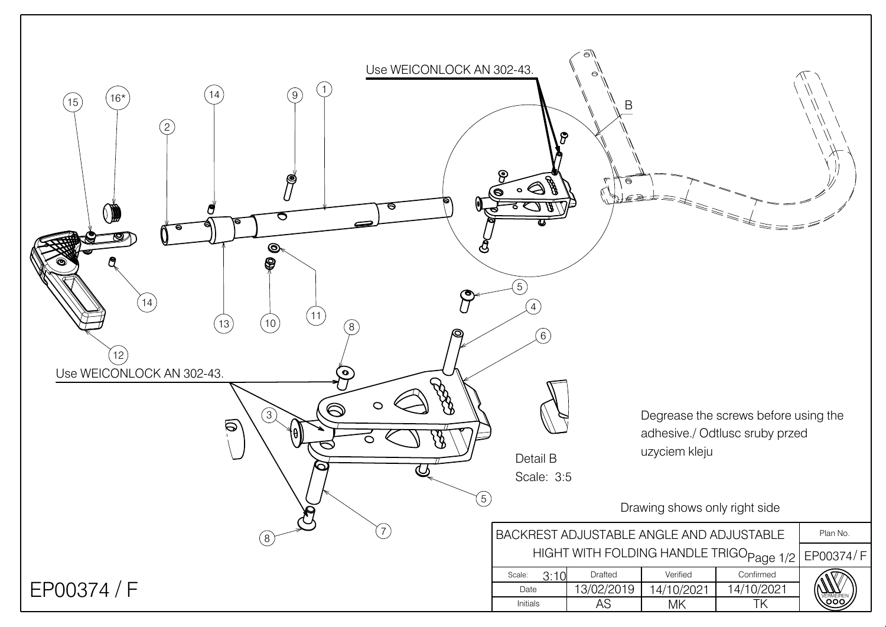Use WEICONLOCK AN 302-43.

B

15 16* 14 2 9 1

14 13 10 11 12

5 4 6 8

Use WEICONLOCK AN 302-43.

3

Detail B
Scale: 3:5

5

7 8

Degrease the screws before using the adhesive./ Odtlusc sruby przed uzyciem kleju

Drawing shows only right side

| BACKREST ADJUSTABLE ANGLE AND ADJUSTABLE HIGHT WITH FOLDING HANDLE TRIGO Page 1/2 | | | | Plan No. EP00374/ F |
|---|---|---|---|---|
| Scale: 3:10 | Drafted | Verified | Confirmed | |
| Date | 13/02/2019 | 14/10/2021 | 14/10/2021 | |
| Initials | AS | MK | TK | VERMEIREN |

EP00374 / F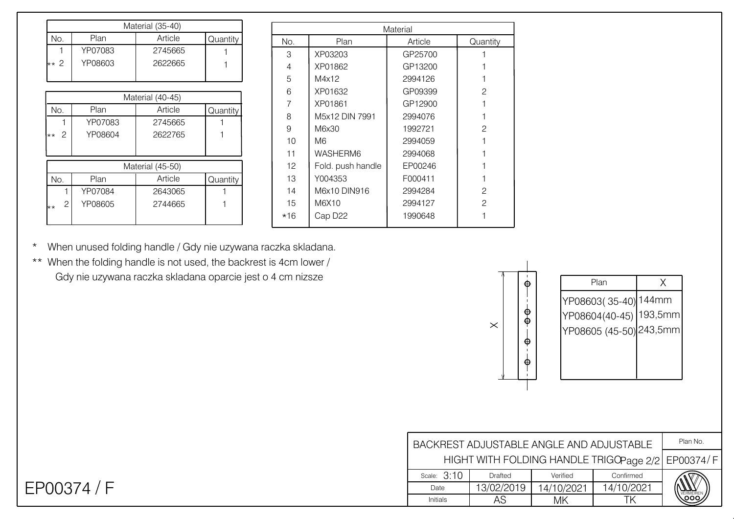| Material (35-40) | | | |
|---|---|---|---|
| No. | Plan | Article | Quantity |
| 1 | YP07083 | 2745665 | 1 |
| ** 2 | YP08603 | 2622665 | 1 |

| Material (40-45) | | | |
|---|---|---|---|
| No. | Plan | Article | Quantity |
| 1 | YP07083 | 2745665 | 1 |
| ** 2 | YP08604 | 2622765 | 1 |

| Material (45-50) | | | |
|---|---|---|---|
| No. | Plan | Article | Quantity |
| 1 | YP07084 | 2643065 | 1 |
| ** 2 | YP08605 | 2744665 | 1 |

| Material | | | |
|---|---|---|---|
| No. | Plan | Article | Quantity |
| 3 | XP03203 | GP25700 | 1 |
| 4 | XP01862 | GP13200 | 1 |
| 5 | M4x12 | 2994126 | 1 |
| 6 | XP01632 | GP09399 | 2 |
| 7 | XP01861 | GP12900 | 1 |
| 8 | M5x12 DIN 7991 | 2994076 | 1 |
| 9 | M6x30 | 1992721 | 2 |
| 10 | M6 | 2994059 | 1 |
| 11 | WASHERM6 | 2994068 | 1 |
| 12 | Fold. push handle | EP00246 | 1 |
| 13 | Y004353 | F000411 | 1 |
| 14 | M6x10 DIN916 | 2994284 | 2 |
| 15 | M6X10 | 2994127 | 2 |
| *16 | Cap D22 | 1990648 | 1 |

\* When unused folding handle / Gdy nie uzywana raczka skladana.

** When the folding handle is not used, the backrest is 4cm lower / Gdy nie uzywana raczka skladana oparcie jest o 4 cm nizsze

X

| Plan | X |
|---|---|
| YP08603( 35-40) | 144mm |
| YP08604(40-45) | 193,5mm |
| YP08605 (45-50) | 243,5mm |

| BACKREST ADJUSTABLE ANGLE AND ADJUSTABLE HIGHT WITH FOLDING HANDLE TRIGO Page 2/2 | | | | Plan No. EP00374 / F |
|---|---|---|---|---|
| Scale: 3:10 | Drafted | Verified | Confirmed | |
| Date | 13/02/2019 | 14/10/2021 | 14/10/2021 | |
| Initials | AS | MK | TK | VERMEIREN |

EP00374 / F